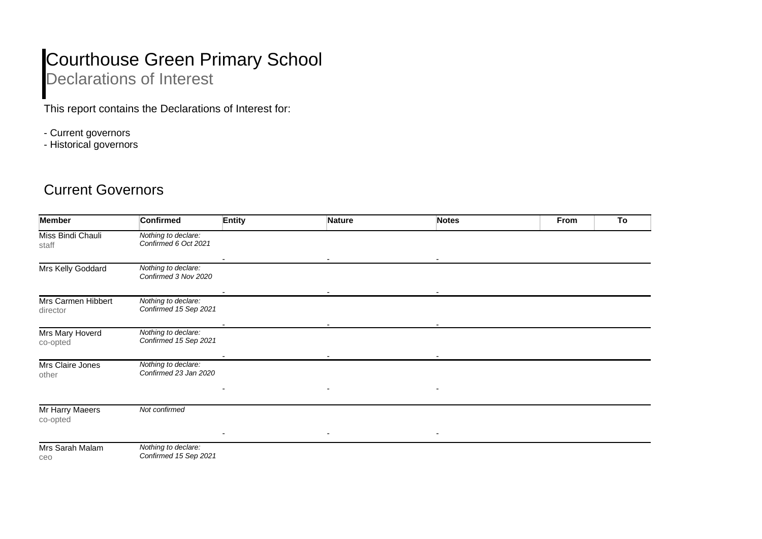# Courthouse Green Primary School

## Declarations of Interest

This report contains the Declarations of Interest for:

- Current governors
- Historical governors

## Current Governors

| Member | Confirmed | Entity | Nature | Notes | From | To |
|---|---|---|---|---|---|---|
| Miss Bindi Chauli<br>staff | *Nothing to declare:*<br>*Confirmed 6 Oct 2021* | - | - | - | | |
| Mrs Kelly Goddard | *Nothing to declare:*<br>*Confirmed 3 Nov 2020* | - | - | - | | |
| Mrs Carmen Hibbert<br>director | *Nothing to declare:*<br>*Confirmed 15 Sep 2021* | - | - | - | | |
| Mrs Mary Hoverd<br>co-opted | *Nothing to declare:*<br>*Confirmed 15 Sep 2021* | - | - | - | | |
| Mrs Claire Jones<br>other | *Nothing to declare:*<br>*Confirmed 23 Jan 2020* | - | - | - | | |
| Mr Harry Maeers<br>co-opted | *Not confirmed* | - | - | - | | |
| Mrs Sarah Malam<br>ceo | *Nothing to declare:*<br>*Confirmed 15 Sep 2021* | | | | | |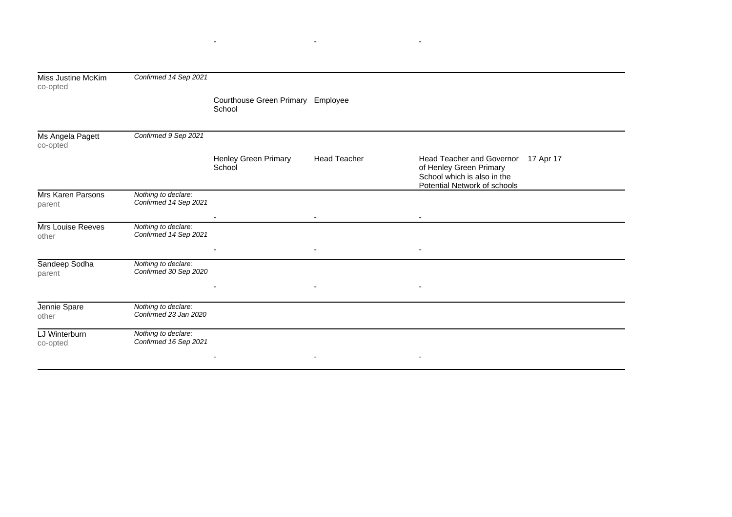| Name | Declaration | Business/Organisation | Nature of interest | Details | Date |
|---|---|---|---|---|---|
| | | - | - | - | |
| Miss Justine McKim<br>co-opted | *Confirmed 14 Sep 2021* | Courthouse Green Primary School | Employee | | |
| Ms Angela Pagett<br>co-opted | *Confirmed 9 Sep 2021* | Henley Green Primary School | Head Teacher | Head Teacher and Governor of Henley Green Primary School which is also in the Potential Network of schools | 17 Apr 17 |
| Mrs Karen Parsons<br>parent | *Nothing to declare:*<br>*Confirmed 14 Sep 2021* | - | - | - | |
| Mrs Louise Reeves<br>other | *Nothing to declare:*<br>*Confirmed 14 Sep 2021* | - | - | - | |
| Sandeep Sodha<br>parent | *Nothing to declare:*<br>*Confirmed 30 Sep 2020* | - | - | - | |
| Jennie Spare<br>other | *Nothing to declare:*<br>*Confirmed 23 Jan 2020* | | | | |
| LJ Winterburn<br>co-opted | *Nothing to declare:*<br>*Confirmed 16 Sep 2021* | - | - | - | |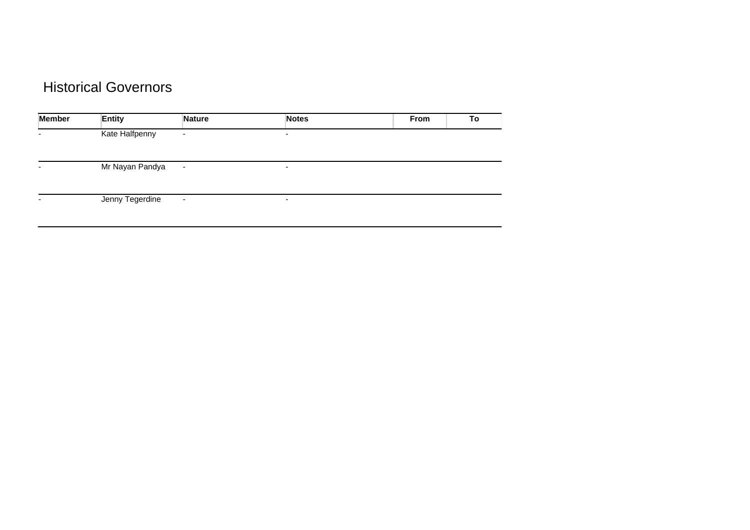# Historical Governors

| Member | Entity | Nature | Notes | From | To |
|---|---|---|---|---|---|
| - | Kate Halfpenny | - | - | | |
| - | Mr Nayan Pandya | - | - | | |
| - | Jenny Tegerdine | - | - | | |